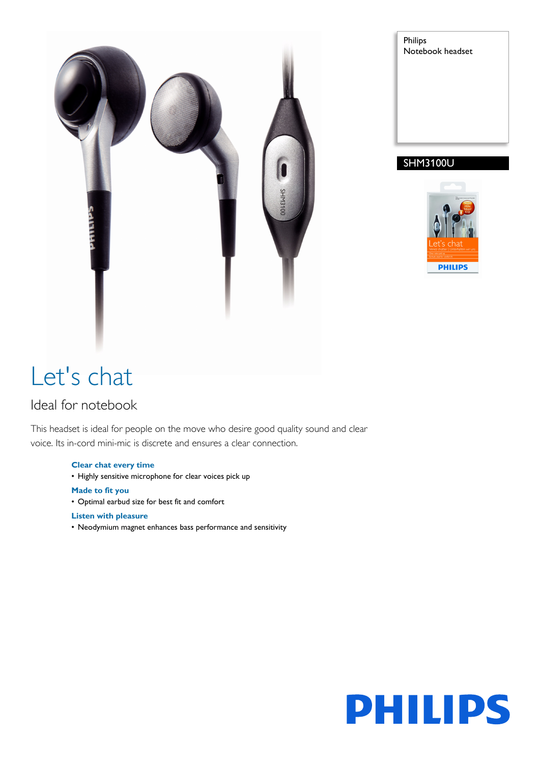Philips
Notebook headset

SHM3100U

# Let's chat

## Ideal for notebook

This headset is ideal for people on the move who desire good quality sound and clear voice. Its in-cord mini-mic is discrete and ensures a clear connection.

**Clear chat every time**
- Highly sensitive microphone for clear voices pick up

**Made to fit you**
- Optimal earbud size for best fit and comfort

**Listen with pleasure**
- Neodymium magnet enhances bass performance and sensitivity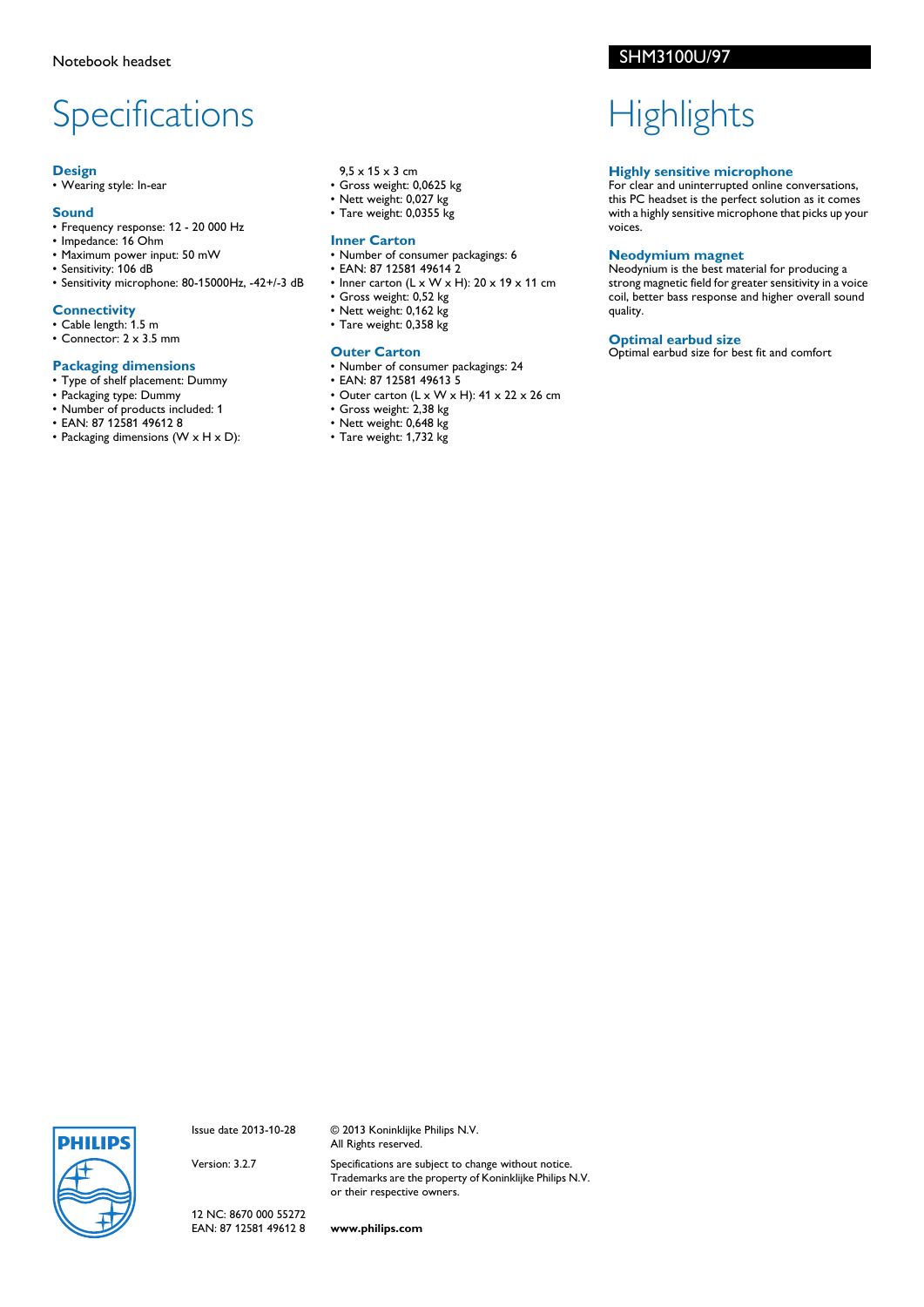Notebook headset

SHM3100U/97

# Specifications

### Design
- Wearing style: In-ear

### Sound
- Frequency response: 12 - 20 000 Hz
- Impedance: 16 Ohm
- Maximum power input: 50 mW
- Sensitivity: 106 dB
- Sensitivity microphone: 80-15000Hz, -42+/-3 dB

### Connectivity
- Cable length: 1.5 m
- Connector: 2 x 3.5 mm

### Packaging dimensions
- Type of shelf placement: Dummy
- Packaging type: Dummy
- Number of products included: 1
- EAN: 87 12581 49612 8
- Packaging dimensions (W x H x D): 9,5 x 15 x 3 cm
- Gross weight: 0,0625 kg
- Nett weight: 0,027 kg
- Tare weight: 0,0355 kg

### Inner Carton
- Number of consumer packagings: 6
- EAN: 87 12581 49614 2
- Inner carton (L x W x H): 20 x 19 x 11 cm
- Gross weight: 0,52 kg
- Nett weight: 0,162 kg
- Tare weight: 0,358 kg

### Outer Carton
- Number of consumer packagings: 24
- EAN: 87 12581 49613 5
- Outer carton (L x W x H): 41 x 22 x 26 cm
- Gross weight: 2,38 kg
- Nett weight: 0,648 kg
- Tare weight: 1,732 kg

# Highlights

### Highly sensitive microphone
For clear and uninterrupted online conversations, this PC headset is the perfect solution as it comes with a highly sensitive microphone that picks up your voices.

### Neodymium magnet
Neodymium is the best material for producing a strong magnetic field for greater sensitivity in a voice coil, better bass response and higher overall sound quality.

### Optimal earbud size
Optimal earbud size for best fit and comfort

Issue date 2013-10-28

Version: 3.2.7

12 NC: 8670 000 55272
EAN: 87 12581 49612 8

© 2013 Koninklijke Philips N.V.
All Rights reserved.

Specifications are subject to change without notice. Trademarks are the property of Koninklijke Philips N.V. or their respective owners.

www.philips.com